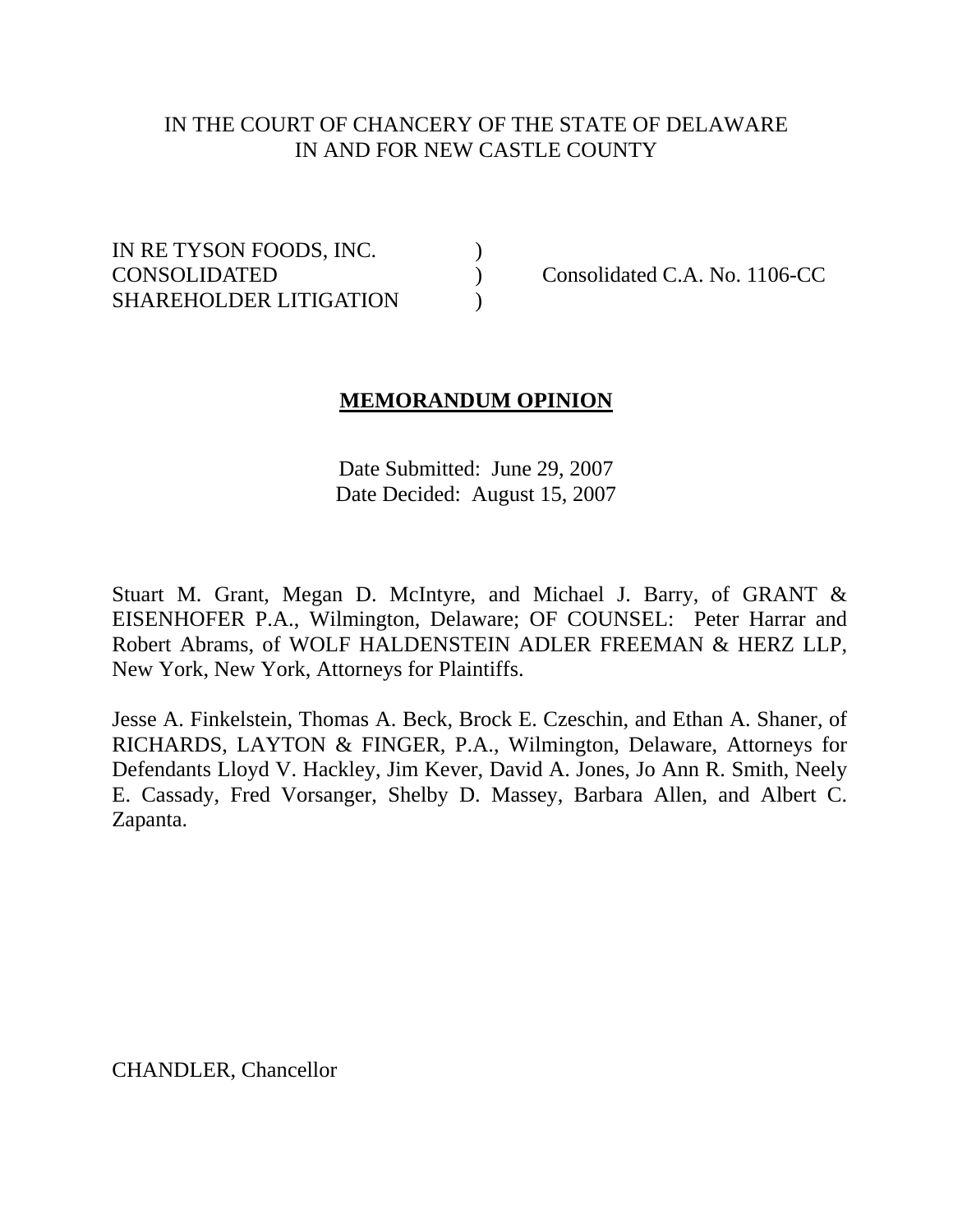IN THE COURT OF CHANCERY OF THE STATE OF DELAWARE
IN AND FOR NEW CASTLE COUNTY

| | | |
|---|---|---|
| IN RE TYSON FOODS, INC. | ) | |
| CONSOLIDATED | ) | Consolidated C.A. No. 1106-CC |
| SHAREHOLDER LITIGATION | ) | |

**MEMORANDUM OPINION**

Date Submitted: June 29, 2007
Date Decided: August 15, 2007

Stuart M. Grant, Megan D. McIntyre, and Michael J. Barry, of GRANT & EISENHOFER P.A., Wilmington, Delaware; OF COUNSEL: Peter Harrar and Robert Abrams, of WOLF HALDENSTEIN ADLER FREEMAN & HERZ LLP, New York, New York, Attorneys for Plaintiffs.

Jesse A. Finkelstein, Thomas A. Beck, Brock E. Czeschin, and Ethan A. Shaner, of RICHARDS, LAYTON & FINGER, P.A., Wilmington, Delaware, Attorneys for Defendants Lloyd V. Hackley, Jim Kever, David A. Jones, Jo Ann R. Smith, Neely E. Cassady, Fred Vorsanger, Shelby D. Massey, Barbara Allen, and Albert C. Zapanta.

CHANDLER, Chancellor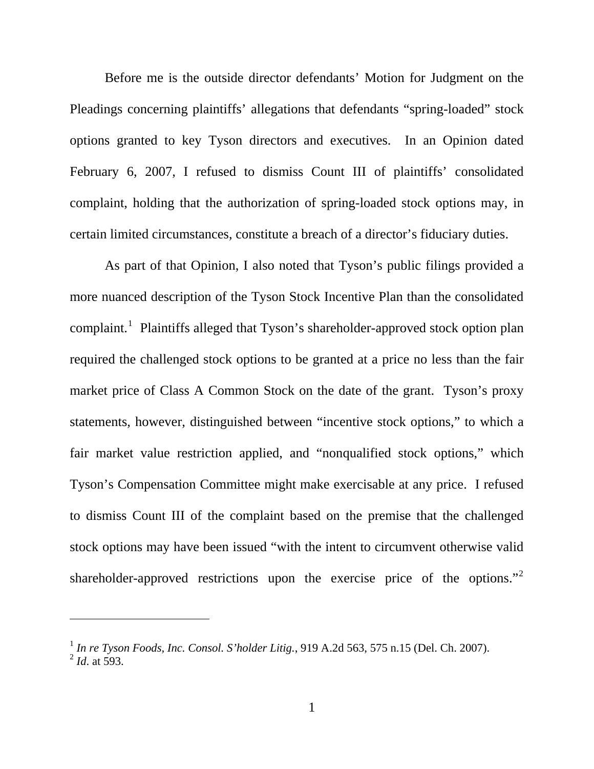Before me is the outside director defendants' Motion for Judgment on the Pleadings concerning plaintiffs' allegations that defendants "spring-loaded" stock options granted to key Tyson directors and executives. In an Opinion dated February 6, 2007, I refused to dismiss Count III of plaintiffs' consolidated complaint, holding that the authorization of spring-loaded stock options may, in certain limited circumstances, constitute a breach of a director's fiduciary duties.

As part of that Opinion, I also noted that Tyson's public filings provided a more nuanced description of the Tyson Stock Incentive Plan than the consolidated complaint.[1] Plaintiffs alleged that Tyson's shareholder-approved stock option plan required the challenged stock options to be granted at a price no less than the fair market price of Class A Common Stock on the date of the grant. Tyson's proxy statements, however, distinguished between "incentive stock options," to which a fair market value restriction applied, and "nonqualified stock options," which Tyson's Compensation Committee might make exercisable at any price. I refused to dismiss Count III of the complaint based on the premise that the challenged stock options may have been issued "with the intent to circumvent otherwise valid shareholder-approved restrictions upon the exercise price of the options."[2]

---

[1] *In re Tyson Foods, Inc. Consol. S'holder Litig.*, 919 A.2d 563, 575 n.15 (Del. Ch. 2007).
[2] *Id.* at 593.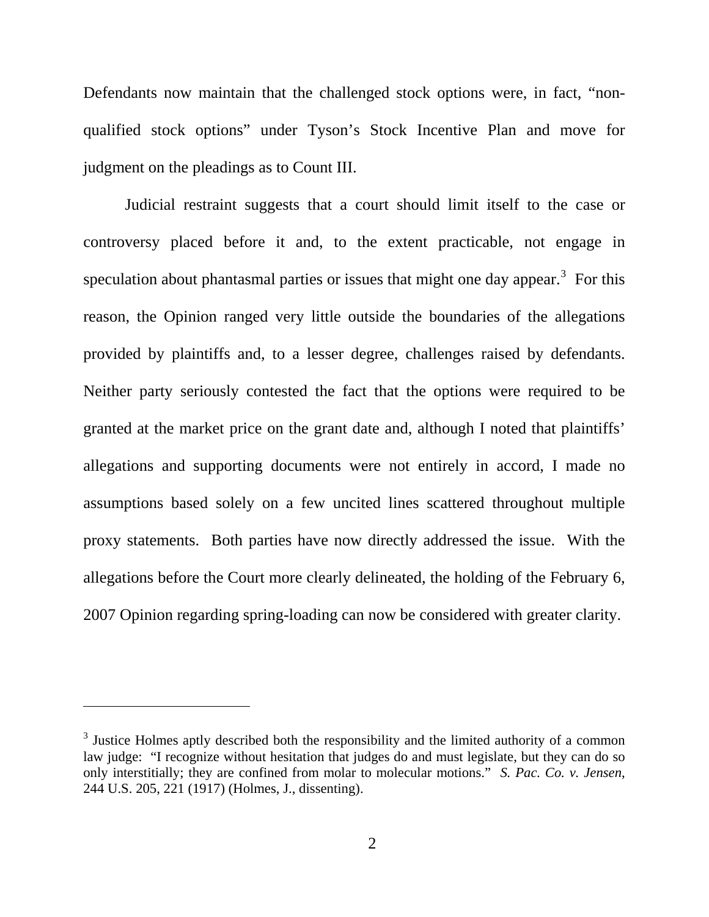Defendants now maintain that the challenged stock options were, in fact, "non-qualified stock options" under Tyson's Stock Incentive Plan and move for judgment on the pleadings as to Count III.

Judicial restraint suggests that a court should limit itself to the case or controversy placed before it and, to the extent practicable, not engage in speculation about phantasmal parties or issues that might one day appear.[3] For this reason, the Opinion ranged very little outside the boundaries of the allegations provided by plaintiffs and, to a lesser degree, challenges raised by defendants. Neither party seriously contested the fact that the options were required to be granted at the market price on the grant date and, although I noted that plaintiffs' allegations and supporting documents were not entirely in accord, I made no assumptions based solely on a few uncited lines scattered throughout multiple proxy statements. Both parties have now directly addressed the issue. With the allegations before the Court more clearly delineated, the holding of the February 6, 2007 Opinion regarding spring-loading can now be considered with greater clarity.

---

[3] Justice Holmes aptly described both the responsibility and the limited authority of a common law judge: "I recognize without hesitation that judges do and must legislate, but they can do so only interstitially; they are confined from molar to molecular motions." *S. Pac. Co. v. Jensen*, 244 U.S. 205, 221 (1917) (Holmes, J., dissenting).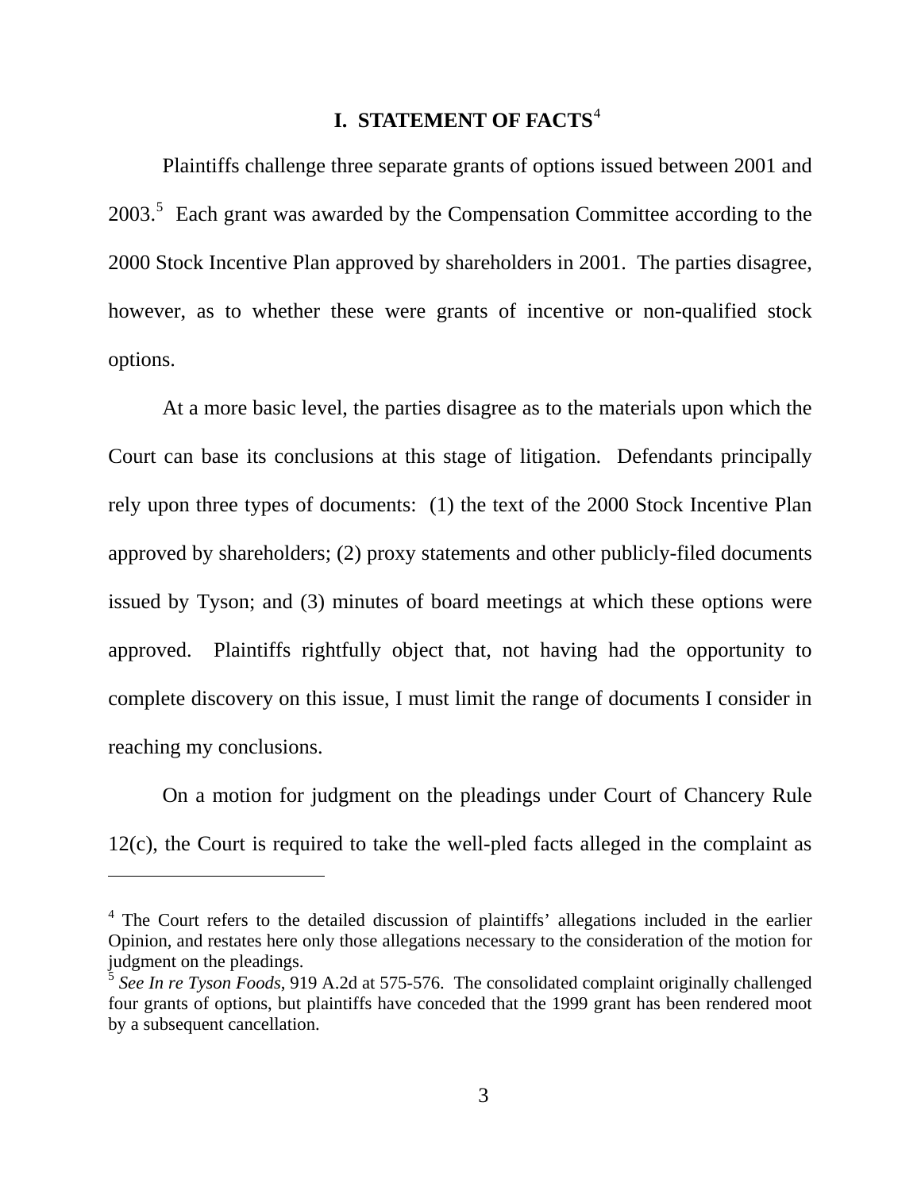# I. STATEMENT OF FACTS[4]

Plaintiffs challenge three separate grants of options issued between 2001 and 2003.[5] Each grant was awarded by the Compensation Committee according to the 2000 Stock Incentive Plan approved by shareholders in 2001. The parties disagree, however, as to whether these were grants of incentive or non-qualified stock options.

At a more basic level, the parties disagree as to the materials upon which the Court can base its conclusions at this stage of litigation. Defendants principally rely upon three types of documents: (1) the text of the 2000 Stock Incentive Plan approved by shareholders; (2) proxy statements and other publicly-filed documents issued by Tyson; and (3) minutes of board meetings at which these options were approved. Plaintiffs rightfully object that, not having had the opportunity to complete discovery on this issue, I must limit the range of documents I consider in reaching my conclusions.

On a motion for judgment on the pleadings under Court of Chancery Rule 12(c), the Court is required to take the well-pled facts alleged in the complaint as

---

[4] The Court refers to the detailed discussion of plaintiffs' allegations included in the earlier Opinion, and restates here only those allegations necessary to the consideration of the motion for judgment on the pleadings.

[5] *See In re Tyson Foods*, 919 A.2d at 575-576. The consolidated complaint originally challenged four grants of options, but plaintiffs have conceded that the 1999 grant has been rendered moot by a subsequent cancellation.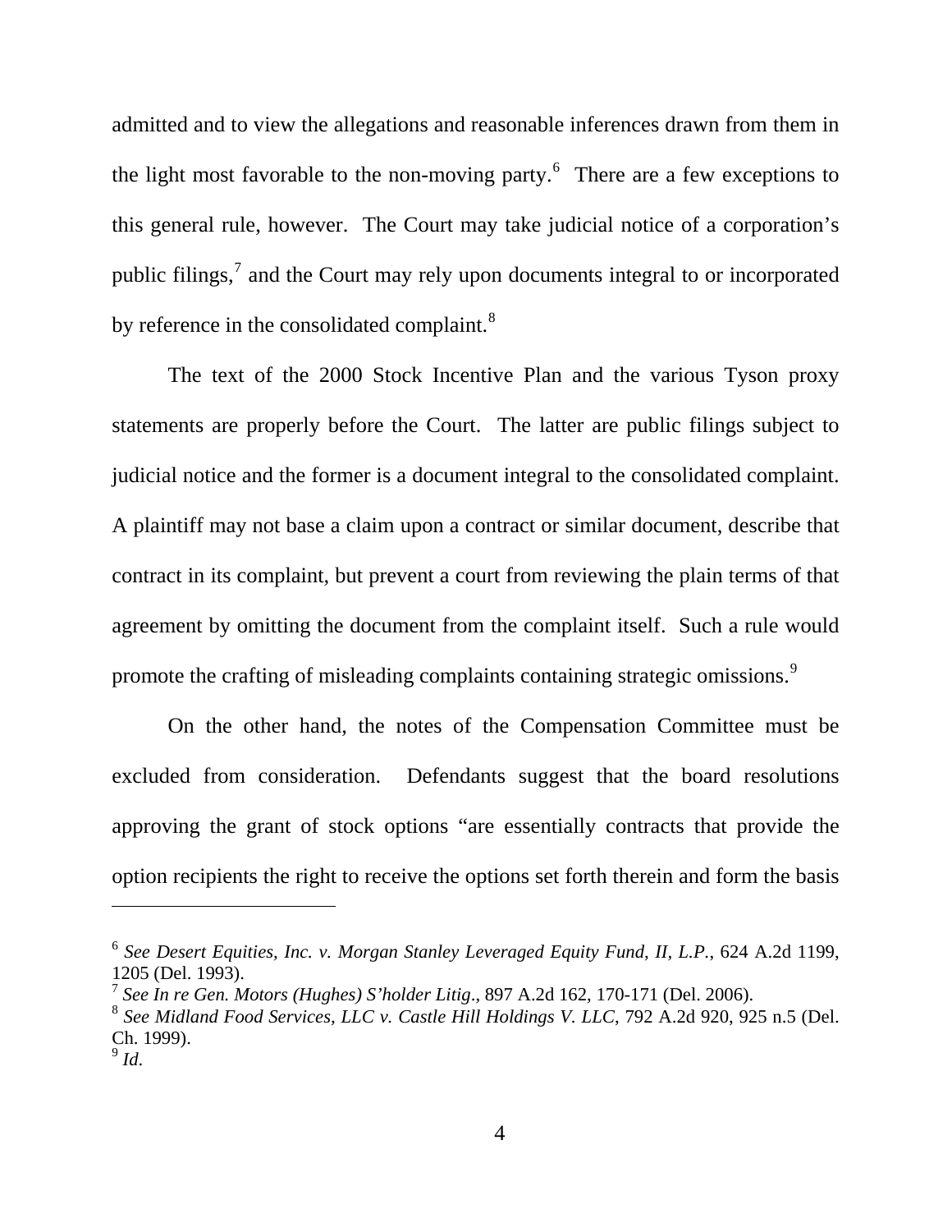admitted and to view the allegations and reasonable inferences drawn from them in the light most favorable to the non-moving party.[6] There are a few exceptions to this general rule, however. The Court may take judicial notice of a corporation's public filings,[7] and the Court may rely upon documents integral to or incorporated by reference in the consolidated complaint.[8]

The text of the 2000 Stock Incentive Plan and the various Tyson proxy statements are properly before the Court. The latter are public filings subject to judicial notice and the former is a document integral to the consolidated complaint. A plaintiff may not base a claim upon a contract or similar document, describe that contract in its complaint, but prevent a court from reviewing the plain terms of that agreement by omitting the document from the complaint itself. Such a rule would promote the crafting of misleading complaints containing strategic omissions.[9]

On the other hand, the notes of the Compensation Committee must be excluded from consideration. Defendants suggest that the board resolutions approving the grant of stock options "are essentially contracts that provide the option recipients the right to receive the options set forth therein and form the basis

---

[6] *See Desert Equities, Inc. v. Morgan Stanley Leveraged Equity Fund, II, L.P.*, 624 A.2d 1199, 1205 (Del. 1993).

[7] *See In re Gen. Motors (Hughes) S'holder Litig*., 897 A.2d 162, 170-171 (Del. 2006).

[8] *See Midland Food Services, LLC v. Castle Hill Holdings V. LLC*, 792 A.2d 920, 925 n.5 (Del. Ch. 1999).

[9] *Id.*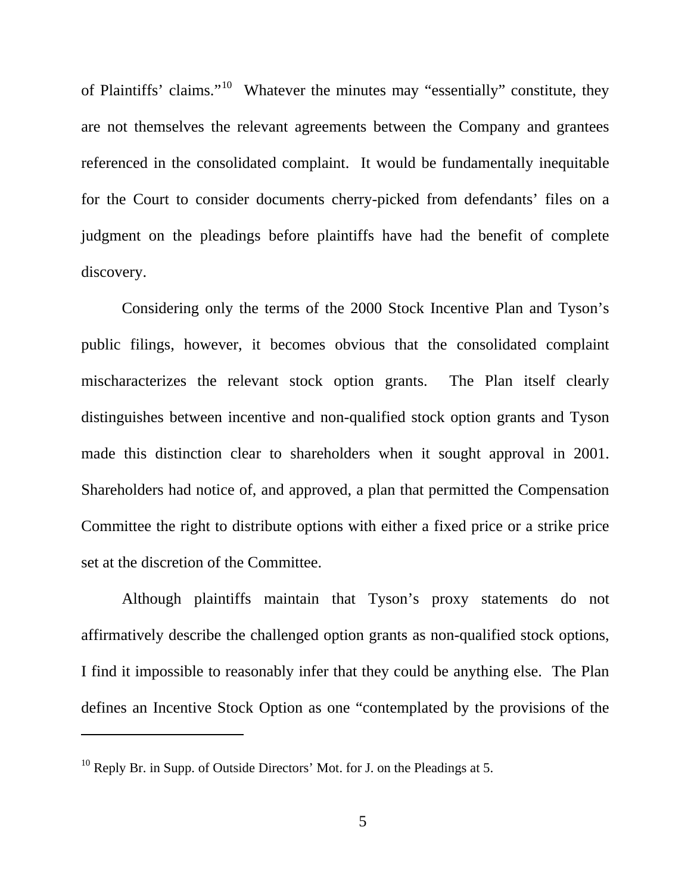of Plaintiffs' claims."[10] Whatever the minutes may "essentially" constitute, they are not themselves the relevant agreements between the Company and grantees referenced in the consolidated complaint. It would be fundamentally inequitable for the Court to consider documents cherry-picked from defendants' files on a judgment on the pleadings before plaintiffs have had the benefit of complete discovery.

Considering only the terms of the 2000 Stock Incentive Plan and Tyson's public filings, however, it becomes obvious that the consolidated complaint mischaracterizes the relevant stock option grants. The Plan itself clearly distinguishes between incentive and non-qualified stock option grants and Tyson made this distinction clear to shareholders when it sought approval in 2001. Shareholders had notice of, and approved, a plan that permitted the Compensation Committee the right to distribute options with either a fixed price or a strike price set at the discretion of the Committee.

Although plaintiffs maintain that Tyson's proxy statements do not affirmatively describe the challenged option grants as non-qualified stock options, I find it impossible to reasonably infer that they could be anything else. The Plan defines an Incentive Stock Option as one "contemplated by the provisions of the

---

[10] Reply Br. in Supp. of Outside Directors' Mot. for J. on the Pleadings at 5.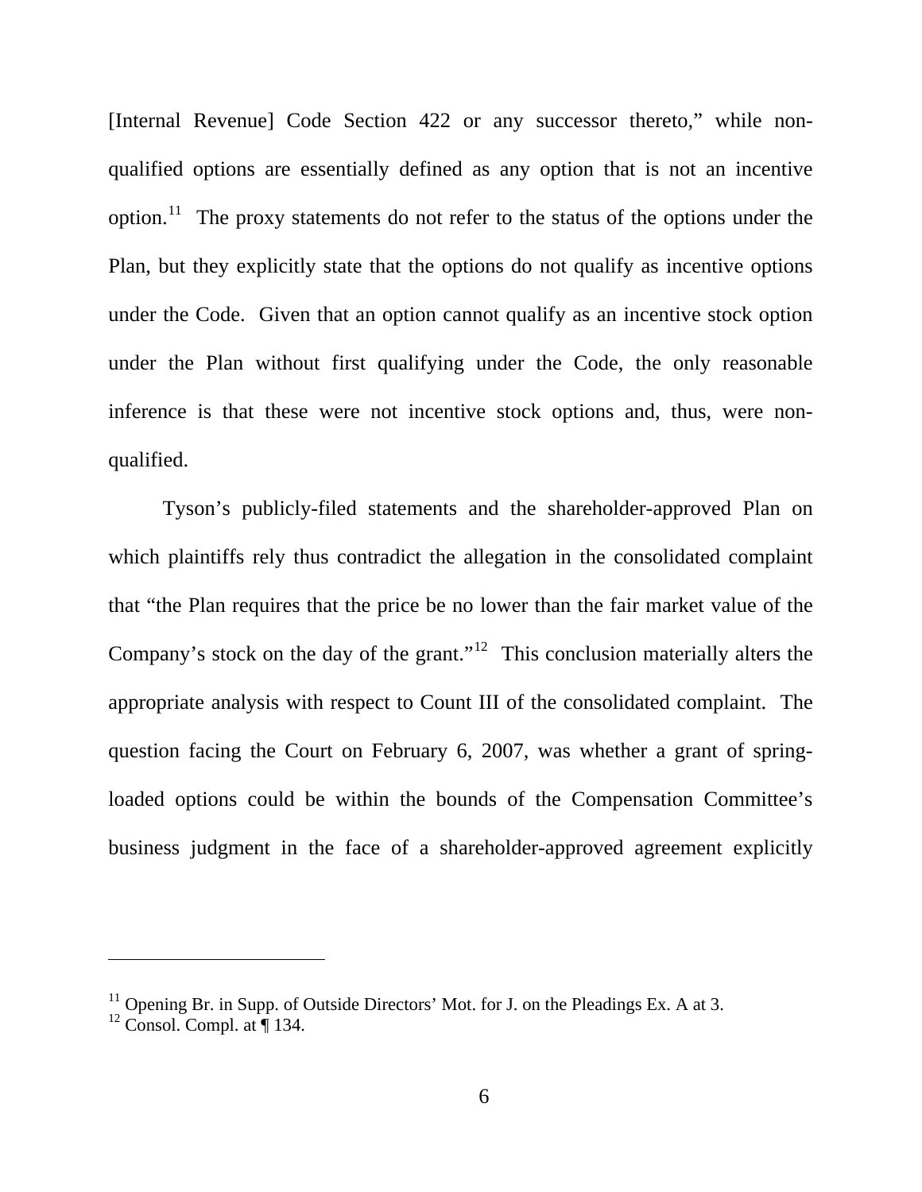[Internal Revenue] Code Section 422 or any successor thereto," while non-qualified options are essentially defined as any option that is not an incentive option.[11] The proxy statements do not refer to the status of the options under the Plan, but they explicitly state that the options do not qualify as incentive options under the Code. Given that an option cannot qualify as an incentive stock option under the Plan without first qualifying under the Code, the only reasonable inference is that these were not incentive stock options and, thus, were non-qualified.

Tyson's publicly-filed statements and the shareholder-approved Plan on which plaintiffs rely thus contradict the allegation in the consolidated complaint that "the Plan requires that the price be no lower than the fair market value of the Company's stock on the day of the grant."[12] This conclusion materially alters the appropriate analysis with respect to Count III of the consolidated complaint. The question facing the Court on February 6, 2007, was whether a grant of spring-loaded options could be within the bounds of the Compensation Committee's business judgment in the face of a shareholder-approved agreement explicitly

---

[11] Opening Br. in Supp. of Outside Directors' Mot. for J. on the Pleadings Ex. A at 3.

[12] Consol. Compl. at ¶ 134.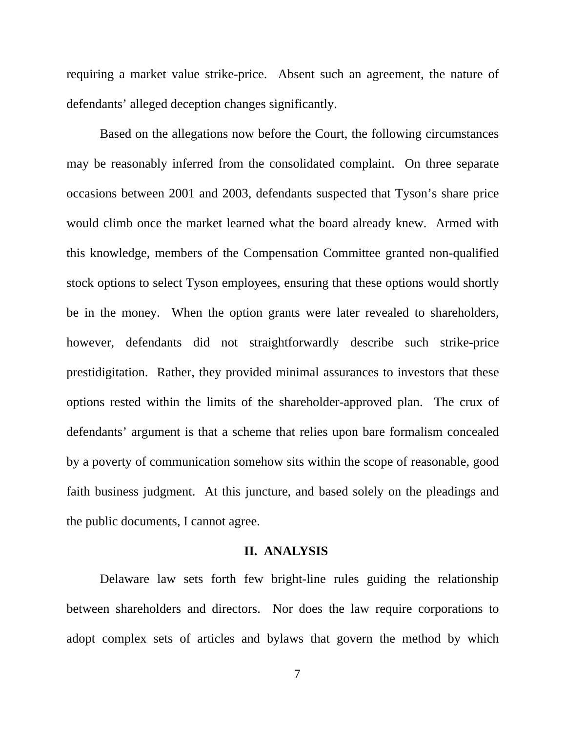requiring a market value strike-price. Absent such an agreement, the nature of defendants' alleged deception changes significantly.

Based on the allegations now before the Court, the following circumstances may be reasonably inferred from the consolidated complaint. On three separate occasions between 2001 and 2003, defendants suspected that Tyson's share price would climb once the market learned what the board already knew. Armed with this knowledge, members of the Compensation Committee granted non-qualified stock options to select Tyson employees, ensuring that these options would shortly be in the money. When the option grants were later revealed to shareholders, however, defendants did not straightforwardly describe such strike-price prestidigitation. Rather, they provided minimal assurances to investors that these options rested within the limits of the shareholder-approved plan. The crux of defendants' argument is that a scheme that relies upon bare formalism concealed by a poverty of communication somehow sits within the scope of reasonable, good faith business judgment. At this juncture, and based solely on the pleadings and the public documents, I cannot agree.

## II. ANALYSIS

Delaware law sets forth few bright-line rules guiding the relationship between shareholders and directors. Nor does the law require corporations to adopt complex sets of articles and bylaws that govern the method by which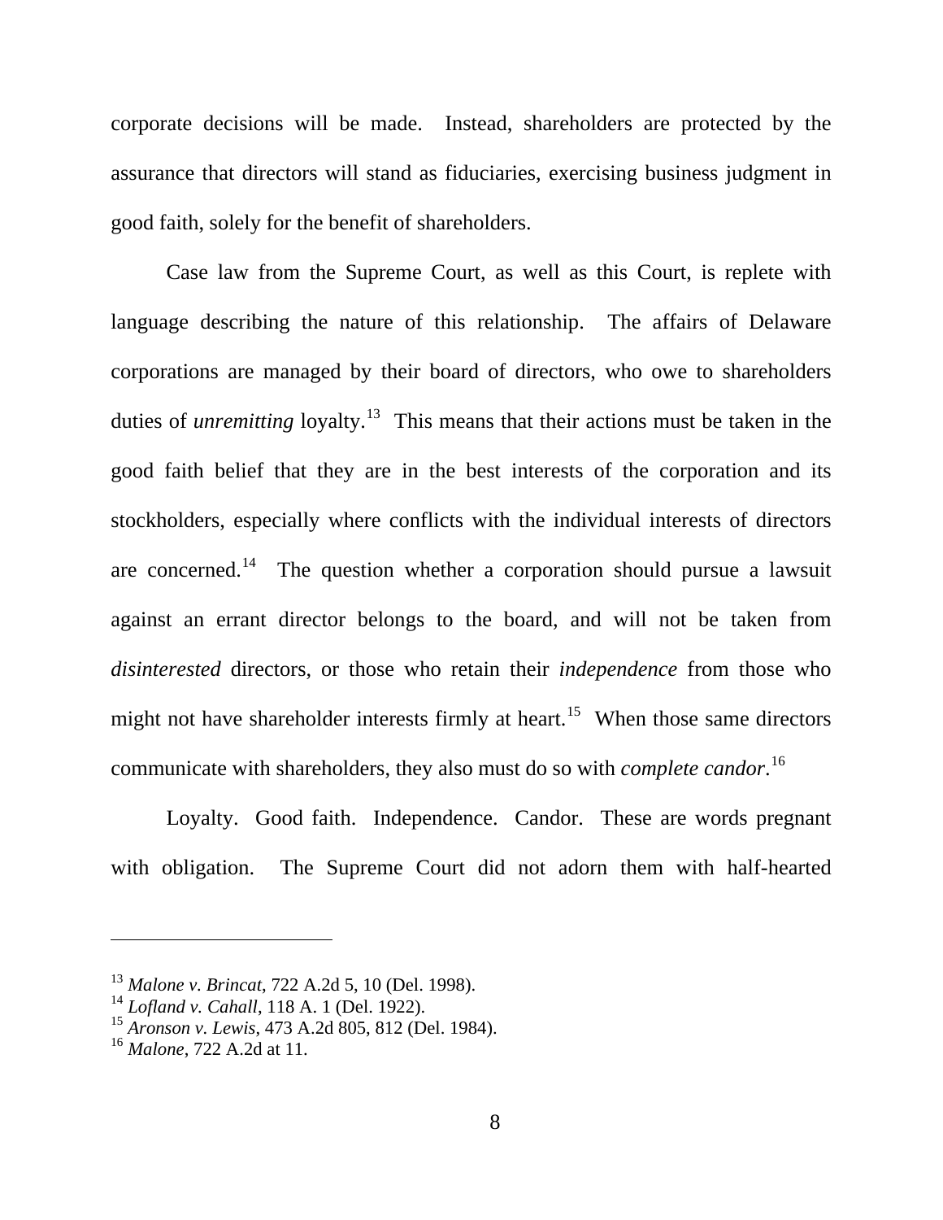corporate decisions will be made. Instead, shareholders are protected by the assurance that directors will stand as fiduciaries, exercising business judgment in good faith, solely for the benefit of shareholders.

Case law from the Supreme Court, as well as this Court, is replete with language describing the nature of this relationship. The affairs of Delaware corporations are managed by their board of directors, who owe to shareholders duties of *unremitting* loyalty.[13] This means that their actions must be taken in the good faith belief that they are in the best interests of the corporation and its stockholders, especially where conflicts with the individual interests of directors are concerned.[14] The question whether a corporation should pursue a lawsuit against an errant director belongs to the board, and will not be taken from *disinterested* directors, or those who retain their *independence* from those who might not have shareholder interests firmly at heart.[15] When those same directors communicate with shareholders, they also must do so with *complete candor*.[16]

Loyalty. Good faith. Independence. Candor. These are words pregnant with obligation. The Supreme Court did not adorn them with half-hearted

---

[13] *Malone v. Brincat*, 722 A.2d 5, 10 (Del. 1998).
[14] *Lofland v. Cahall*, 118 A. 1 (Del. 1922).
[15] *Aronson v. Lewis*, 473 A.2d 805, 812 (Del. 1984).
[16] *Malone*, 722 A.2d at 11.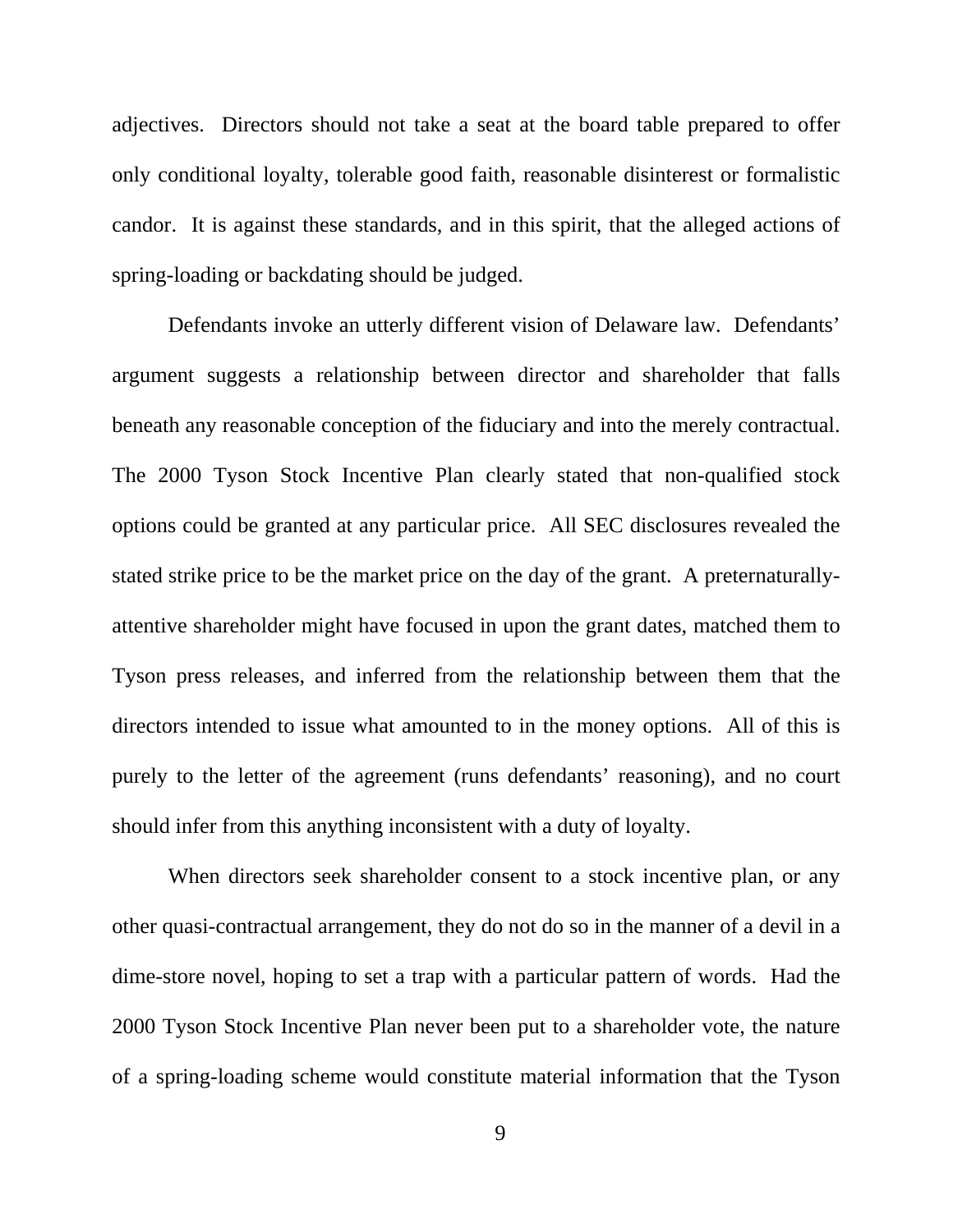adjectives. Directors should not take a seat at the board table prepared to offer only conditional loyalty, tolerable good faith, reasonable disinterest or formalistic candor. It is against these standards, and in this spirit, that the alleged actions of spring-loading or backdating should be judged.

Defendants invoke an utterly different vision of Delaware law. Defendants' argument suggests a relationship between director and shareholder that falls beneath any reasonable conception of the fiduciary and into the merely contractual. The 2000 Tyson Stock Incentive Plan clearly stated that non-qualified stock options could be granted at any particular price. All SEC disclosures revealed the stated strike price to be the market price on the day of the grant. A preternaturally-attentive shareholder might have focused in upon the grant dates, matched them to Tyson press releases, and inferred from the relationship between them that the directors intended to issue what amounted to in the money options. All of this is purely to the letter of the agreement (runs defendants' reasoning), and no court should infer from this anything inconsistent with a duty of loyalty.

When directors seek shareholder consent to a stock incentive plan, or any other quasi-contractual arrangement, they do not do so in the manner of a devil in a dime-store novel, hoping to set a trap with a particular pattern of words. Had the 2000 Tyson Stock Incentive Plan never been put to a shareholder vote, the nature of a spring-loading scheme would constitute material information that the Tyson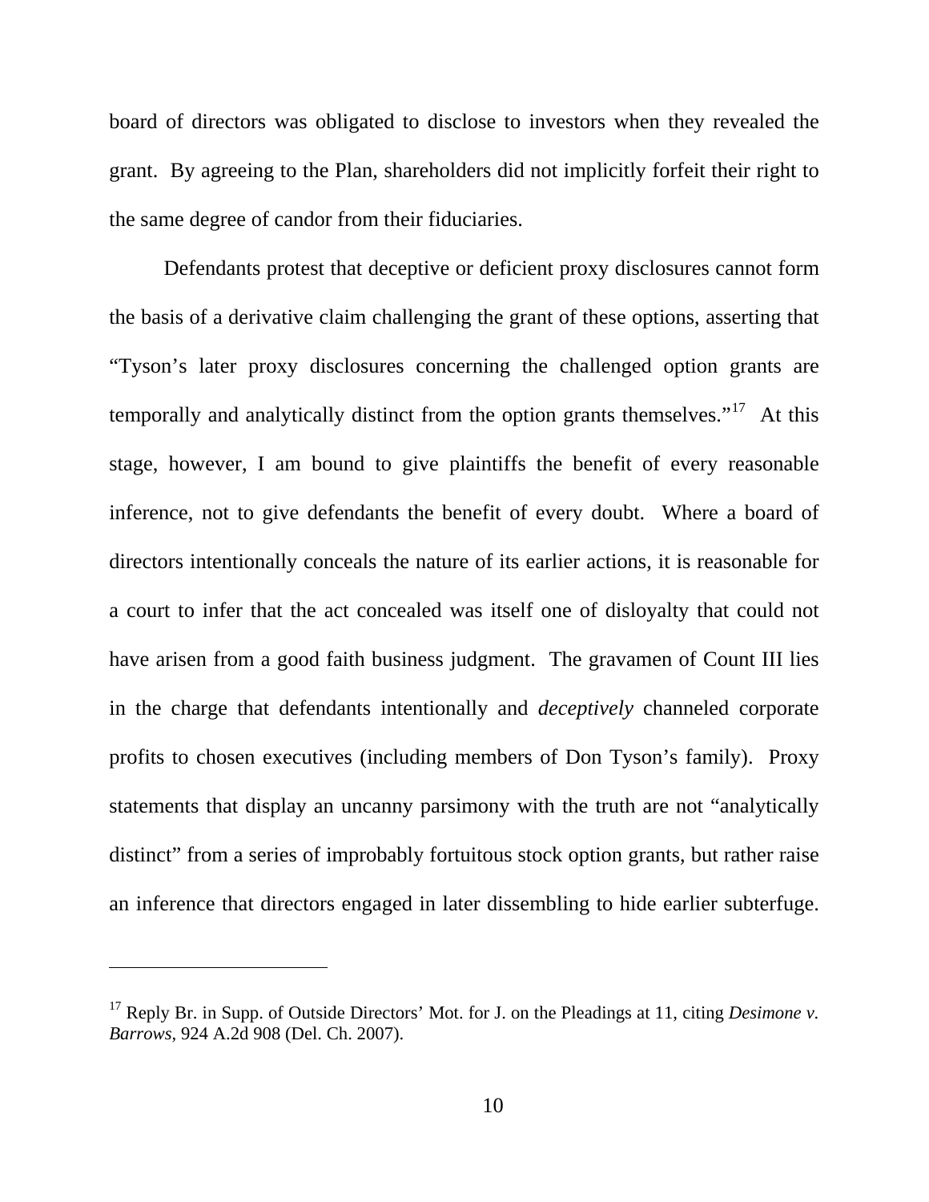board of directors was obligated to disclose to investors when they revealed the grant. By agreeing to the Plan, shareholders did not implicitly forfeit their right to the same degree of candor from their fiduciaries.

Defendants protest that deceptive or deficient proxy disclosures cannot form the basis of a derivative claim challenging the grant of these options, asserting that "Tyson's later proxy disclosures concerning the challenged option grants are temporally and analytically distinct from the option grants themselves."[17] At this stage, however, I am bound to give plaintiffs the benefit of every reasonable inference, not to give defendants the benefit of every doubt. Where a board of directors intentionally conceals the nature of its earlier actions, it is reasonable for a court to infer that the act concealed was itself one of disloyalty that could not have arisen from a good faith business judgment. The gravamen of Count III lies in the charge that defendants intentionally and *deceptively* channeled corporate profits to chosen executives (including members of Don Tyson's family). Proxy statements that display an uncanny parsimony with the truth are not "analytically distinct" from a series of improbably fortuitous stock option grants, but rather raise an inference that directors engaged in later dissembling to hide earlier subterfuge.

---

[17] Reply Br. in Supp. of Outside Directors' Mot. for J. on the Pleadings at 11, citing *Desimone v. Barrows*, 924 A.2d 908 (Del. Ch. 2007).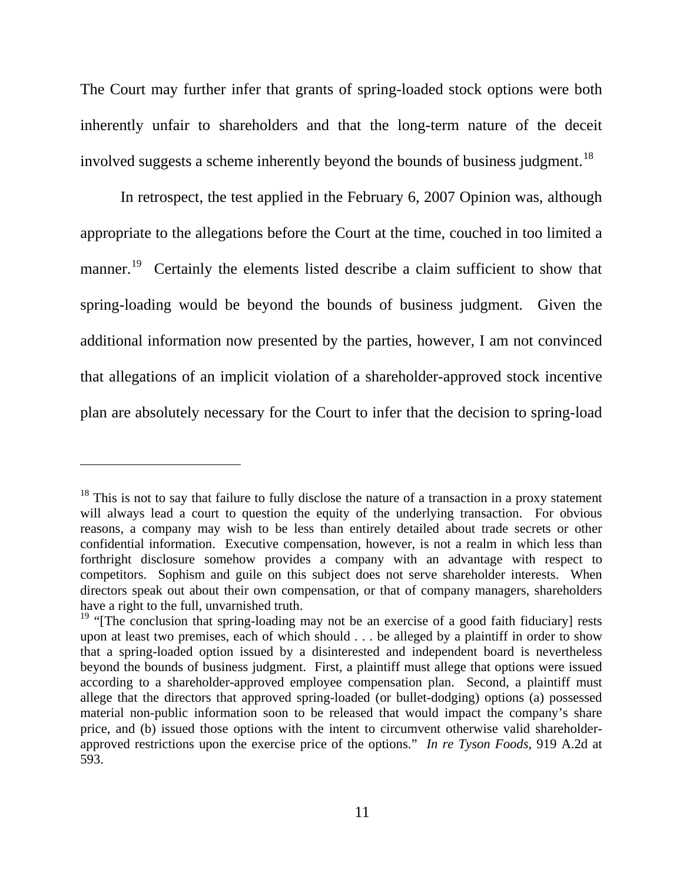The Court may further infer that grants of spring-loaded stock options were both inherently unfair to shareholders and that the long-term nature of the deceit involved suggests a scheme inherently beyond the bounds of business judgment.[18]

In retrospect, the test applied in the February 6, 2007 Opinion was, although appropriate to the allegations before the Court at the time, couched in too limited a manner.[19] Certainly the elements listed describe a claim sufficient to show that spring-loading would be beyond the bounds of business judgment. Given the additional information now presented by the parties, however, I am not convinced that allegations of an implicit violation of a shareholder-approved stock incentive plan are absolutely necessary for the Court to infer that the decision to spring-load

---

[18] This is not to say that failure to fully disclose the nature of a transaction in a proxy statement will always lead a court to question the equity of the underlying transaction. For obvious reasons, a company may wish to be less than entirely detailed about trade secrets or other confidential information. Executive compensation, however, is not a realm in which less than forthright disclosure somehow provides a company with an advantage with respect to competitors. Sophism and guile on this subject does not serve shareholder interests. When directors speak out about their own compensation, or that of company managers, shareholders have a right to the full, unvarnished truth.

[19] "[The conclusion that spring-loading may not be an exercise of a good faith fiduciary] rests upon at least two premises, each of which should . . . be alleged by a plaintiff in order to show that a spring-loaded option issued by a disinterested and independent board is nevertheless beyond the bounds of business judgment. First, a plaintiff must allege that options were issued according to a shareholder-approved employee compensation plan. Second, a plaintiff must allege that the directors that approved spring-loaded (or bullet-dodging) options (a) possessed material non-public information soon to be released that would impact the company's share price, and (b) issued those options with the intent to circumvent otherwise valid shareholder-approved restrictions upon the exercise price of the options." *In re Tyson Foods*, 919 A.2d at 593.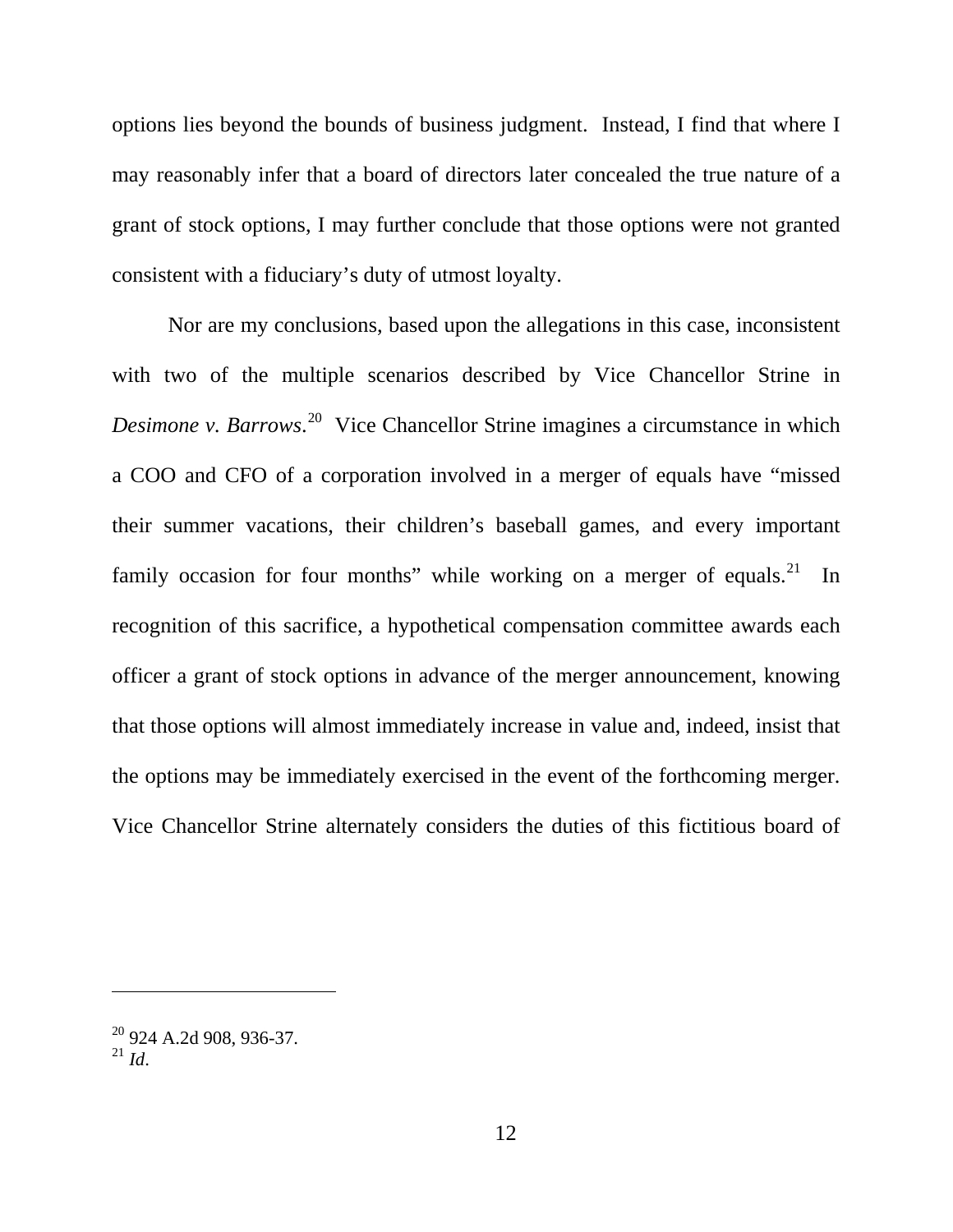options lies beyond the bounds of business judgment. Instead, I find that where I may reasonably infer that a board of directors later concealed the true nature of a grant of stock options, I may further conclude that those options were not granted consistent with a fiduciary's duty of utmost loyalty.

Nor are my conclusions, based upon the allegations in this case, inconsistent with two of the multiple scenarios described by Vice Chancellor Strine in *Desimone v. Barrows*.[20] Vice Chancellor Strine imagines a circumstance in which a COO and CFO of a corporation involved in a merger of equals have "missed their summer vacations, their children's baseball games, and every important family occasion for four months" while working on a merger of equals.[21] In recognition of this sacrifice, a hypothetical compensation committee awards each officer a grant of stock options in advance of the merger announcement, knowing that those options will almost immediately increase in value and, indeed, insist that the options may be immediately exercised in the event of the forthcoming merger. Vice Chancellor Strine alternately considers the duties of this fictitious board of

---

[20] 924 A.2d 908, 936-37.
[21] *Id*.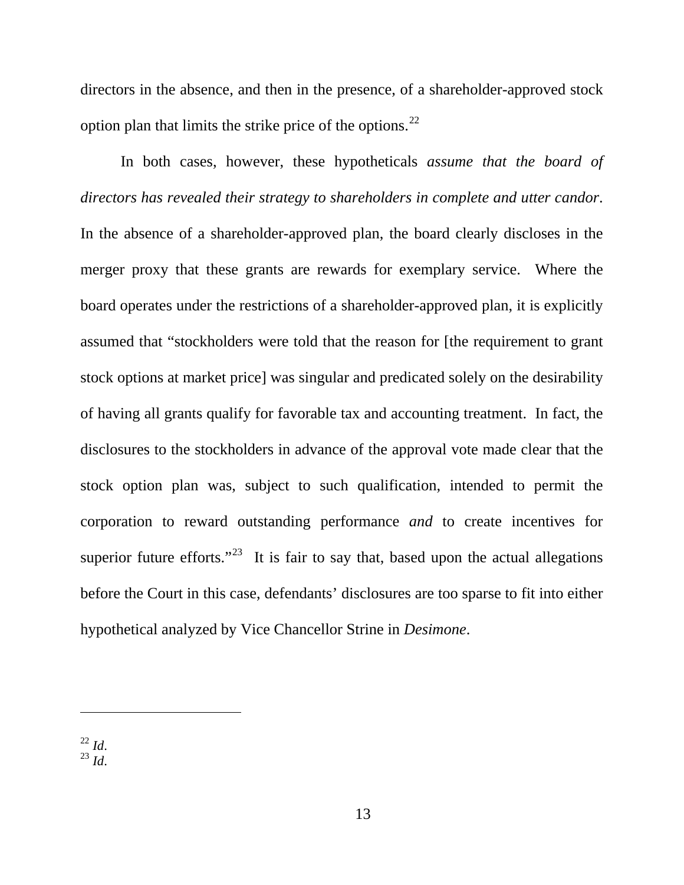directors in the absence, and then in the presence, of a shareholder-approved stock option plan that limits the strike price of the options.[22]

In both cases, however, these hypotheticals *assume that the board of directors has revealed their strategy to shareholders in complete and utter candor*. In the absence of a shareholder-approved plan, the board clearly discloses in the merger proxy that these grants are rewards for exemplary service. Where the board operates under the restrictions of a shareholder-approved plan, it is explicitly assumed that "stockholders were told that the reason for [the requirement to grant stock options at market price] was singular and predicated solely on the desirability of having all grants qualify for favorable tax and accounting treatment. In fact, the disclosures to the stockholders in advance of the approval vote made clear that the stock option plan was, subject to such qualification, intended to permit the corporation to reward outstanding performance *and* to create incentives for superior future efforts."[23] It is fair to say that, based upon the actual allegations before the Court in this case, defendants' disclosures are too sparse to fit into either hypothetical analyzed by Vice Chancellor Strine in *Desimone*.

---

[22] *Id*.
[23] *Id*.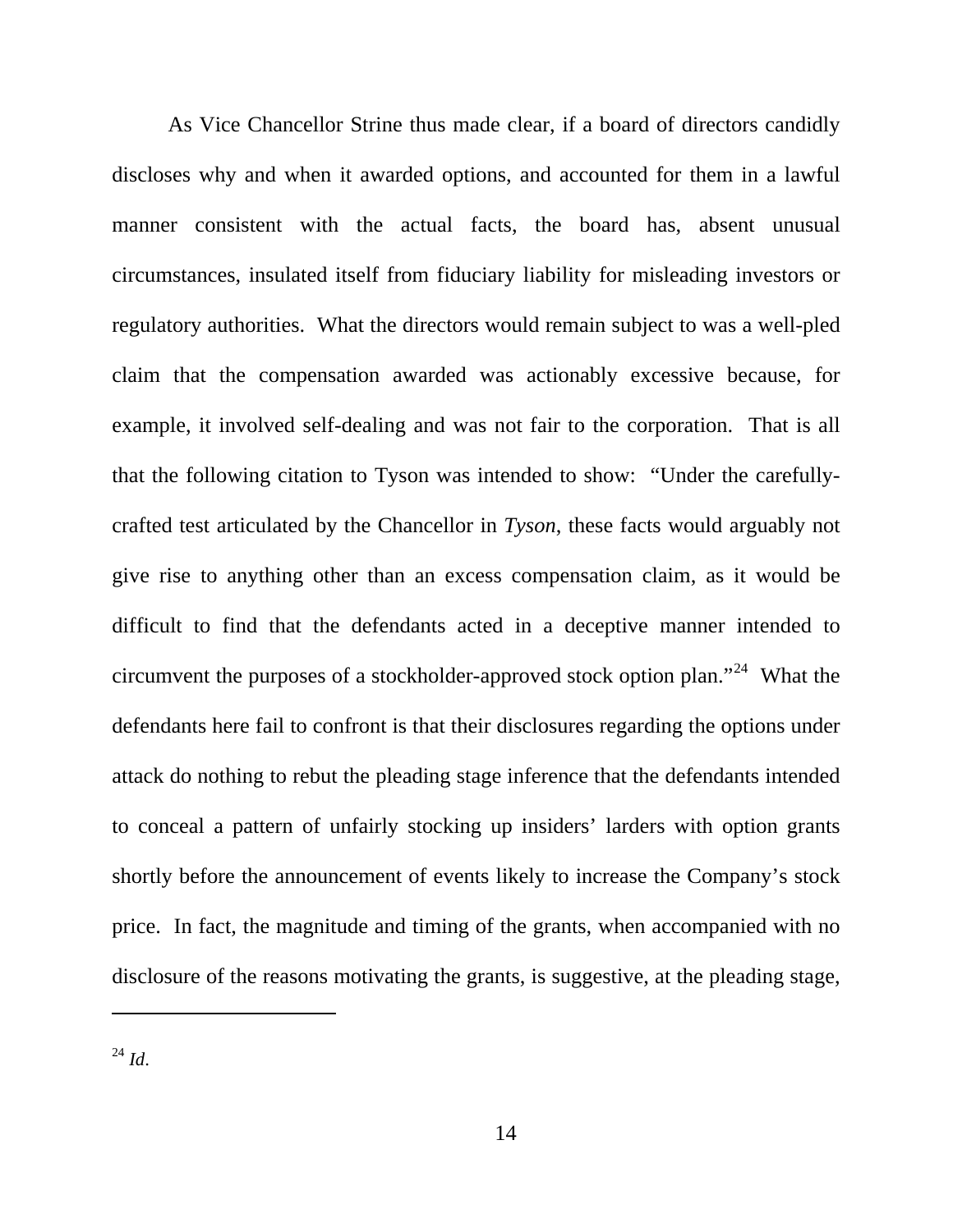As Vice Chancellor Strine thus made clear, if a board of directors candidly discloses why and when it awarded options, and accounted for them in a lawful manner consistent with the actual facts, the board has, absent unusual circumstances, insulated itself from fiduciary liability for misleading investors or regulatory authorities. What the directors would remain subject to was a well-pled claim that the compensation awarded was actionably excessive because, for example, it involved self-dealing and was not fair to the corporation. That is all that the following citation to Tyson was intended to show: "Under the carefully-crafted test articulated by the Chancellor in *Tyson*, these facts would arguably not give rise to anything other than an excess compensation claim, as it would be difficult to find that the defendants acted in a deceptive manner intended to circumvent the purposes of a stockholder-approved stock option plan."[24] What the defendants here fail to confront is that their disclosures regarding the options under attack do nothing to rebut the pleading stage inference that the defendants intended to conceal a pattern of unfairly stocking up insiders' larders with option grants shortly before the announcement of events likely to increase the Company's stock price. In fact, the magnitude and timing of the grants, when accompanied with no disclosure of the reasons motivating the grants, is suggestive, at the pleading stage,

---

[24] *Id*.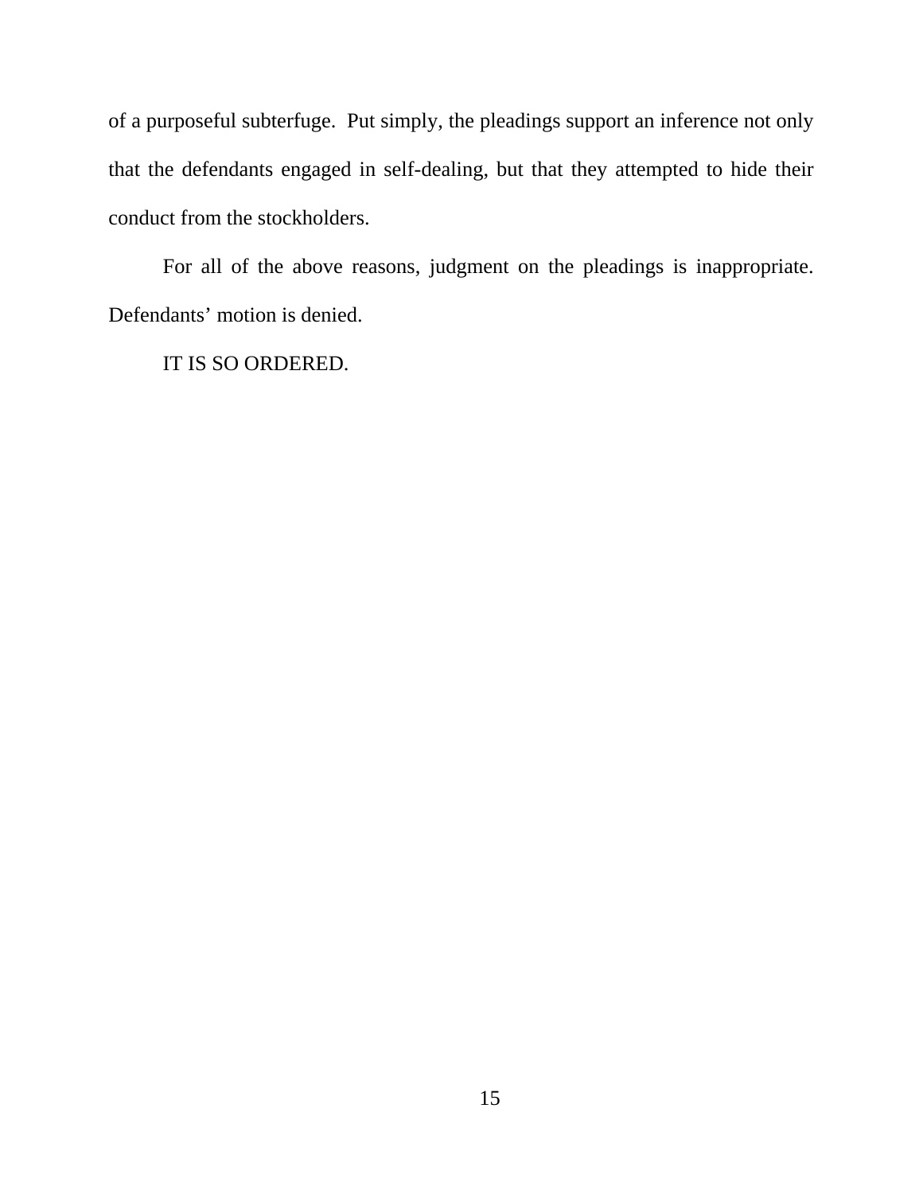of a purposeful subterfuge. Put simply, the pleadings support an inference not only that the defendants engaged in self-dealing, but that they attempted to hide their conduct from the stockholders.

For all of the above reasons, judgment on the pleadings is inappropriate. Defendants' motion is denied.

IT IS SO ORDERED.